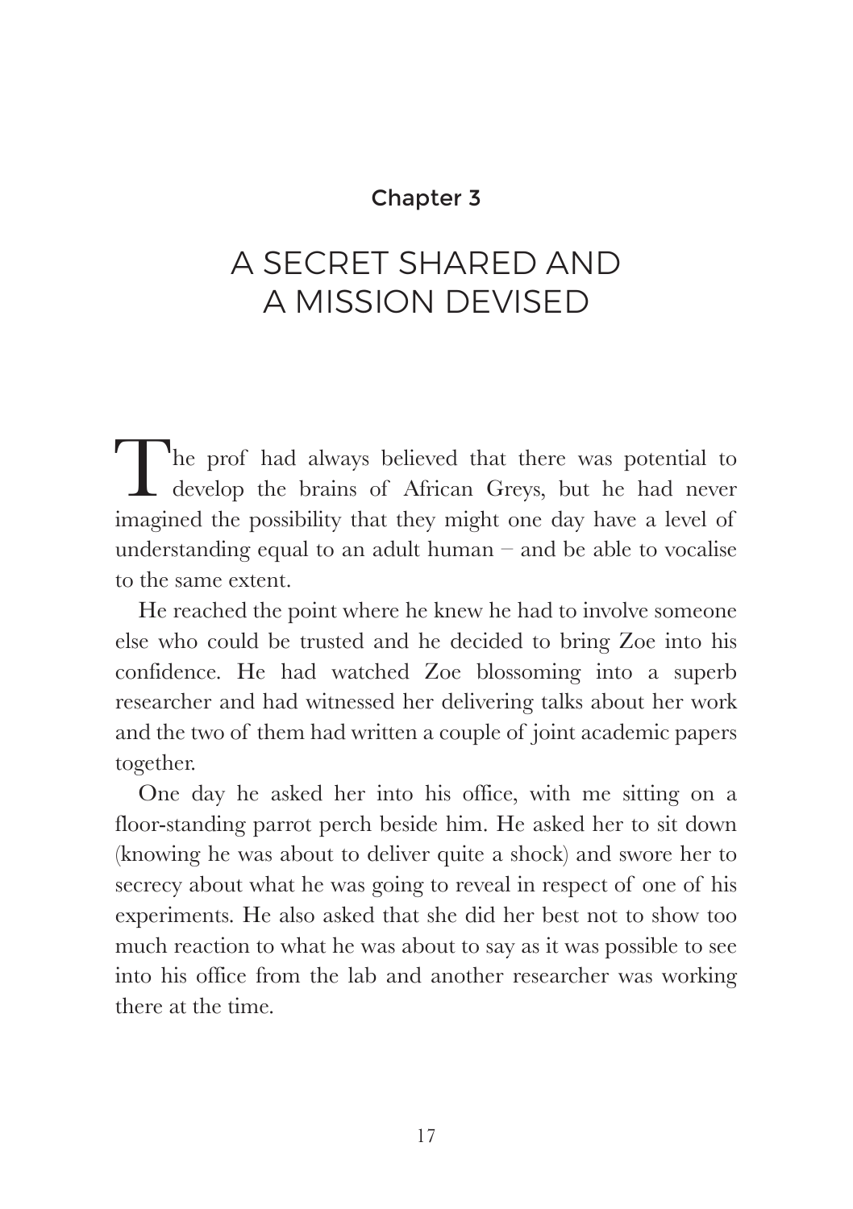## Chapter 3

# A SECRET SHARED AND A MISSION DEVISED

The prof had always believed that there was potential to develop the brains of African Greys, but he had never imagined the possibility that they might one day have a level of understanding equal to an adult human – and be able to vocalise to the same extent.

He reached the point where he knew he had to involve someone else who could be trusted and he decided to bring Zoe into his confidence. He had watched Zoe blossoming into a superb researcher and had witnessed her delivering talks about her work and the two of them had written a couple of joint academic papers together.

One day he asked her into his office, with me sitting on a floor-standing parrot perch beside him. He asked her to sit down (knowing he was about to deliver quite a shock) and swore her to secrecy about what he was going to reveal in respect of one of his experiments. He also asked that she did her best not to show too much reaction to what he was about to say as it was possible to see into his office from the lab and another researcher was working there at the time.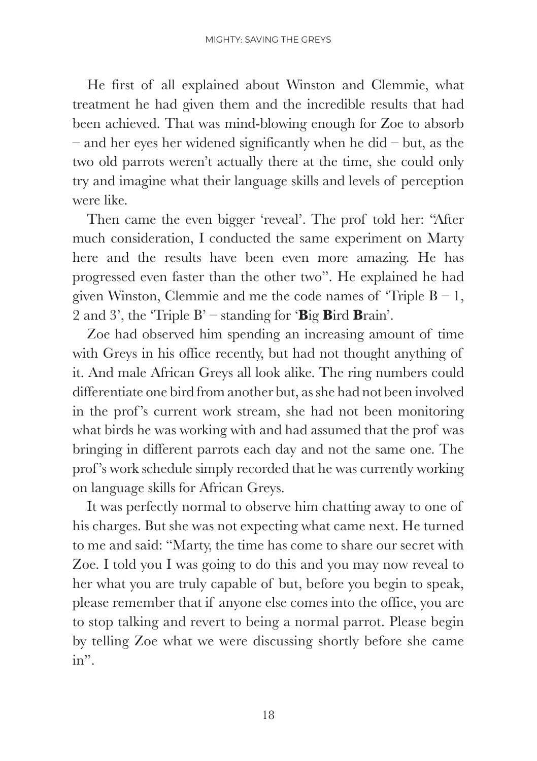He first of all explained about Winston and Clemmie, what treatment he had given them and the incredible results that had been achieved. That was mind-blowing enough for Zoe to absorb – and her eyes her widened significantly when he did – but, as the two old parrots weren't actually there at the time, she could only try and imagine what their language skills and levels of perception were like.

Then came the even bigger 'reveal'. The prof told her: "After much consideration, I conducted the same experiment on Marty here and the results have been even more amazing. He has progressed even faster than the other two". He explained he had given Winston, Clemmie and me the code names of 'Triple B – 1, 2 and 3', the 'Triple B' – standing for '**B**ig **B**ird **B**rain'.

Zoe had observed him spending an increasing amount of time with Greys in his office recently, but had not thought anything of it. And male African Greys all look alike. The ring numbers could differentiate one bird from another but, as she had not been involved in the prof's current work stream, she had not been monitoring what birds he was working with and had assumed that the prof was bringing in different parrots each day and not the same one. The prof's work schedule simply recorded that he was currently working on language skills for African Greys.

It was perfectly normal to observe him chatting away to one of his charges. But she was not expecting what came next. He turned to me and said: "Marty, the time has come to share our secret with Zoe. I told you I was going to do this and you may now reveal to her what you are truly capable of but, before you begin to speak, please remember that if anyone else comes into the office, you are to stop talking and revert to being a normal parrot. Please begin by telling Zoe what we were discussing shortly before she came in".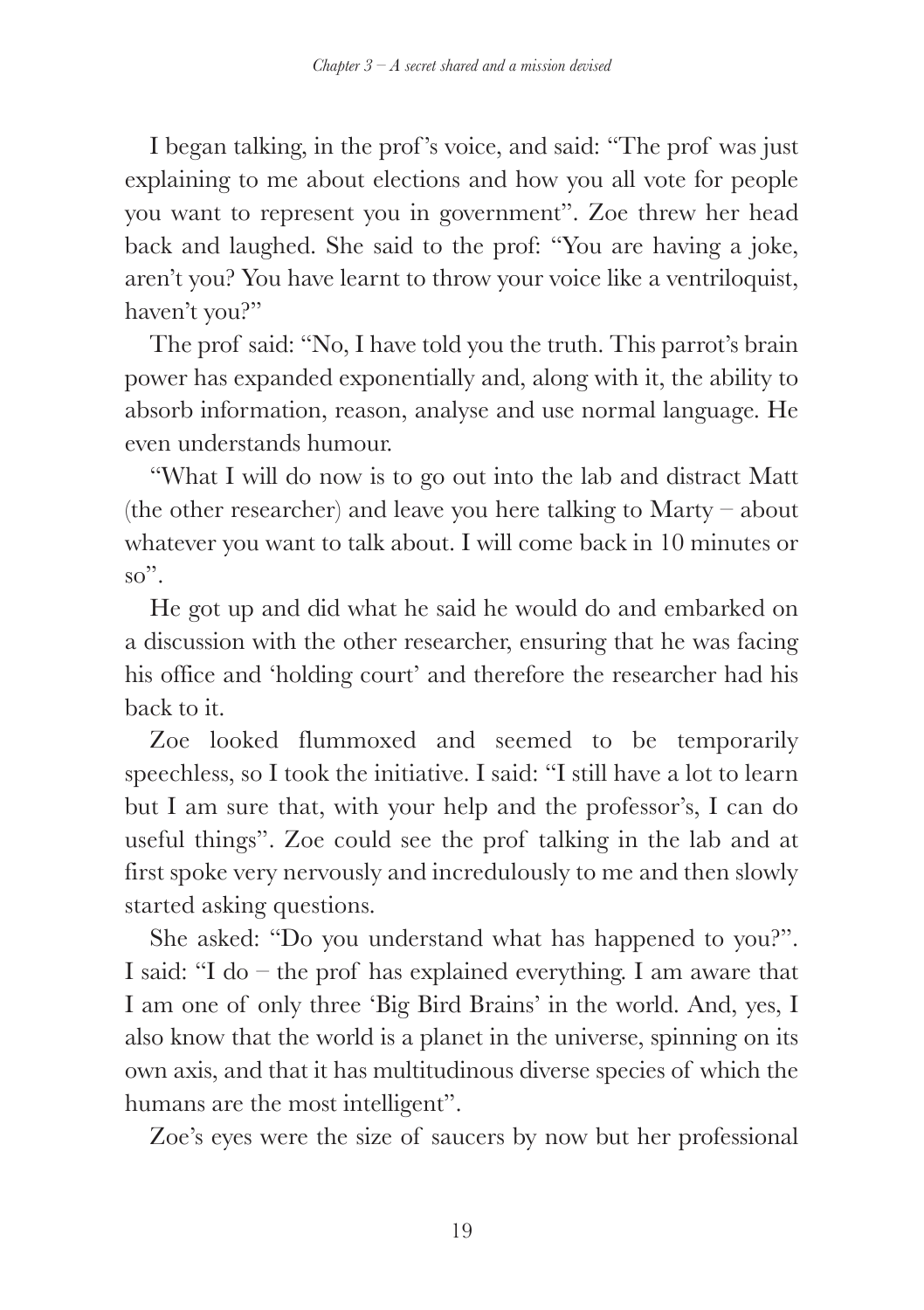I began talking, in the prof's voice, and said: "The prof was just explaining to me about elections and how you all vote for people you want to represent you in government". Zoe threw her head back and laughed. She said to the prof: "You are having a joke, aren't you? You have learnt to throw your voice like a ventriloquist, haven't you?"

The prof said: "No, I have told you the truth. This parrot's brain power has expanded exponentially and, along with it, the ability to absorb information, reason, analyse and use normal language. He even understands humour.

"What I will do now is to go out into the lab and distract Matt (the other researcher) and leave you here talking to Marty – about whatever you want to talk about. I will come back in 10 minutes or so".

He got up and did what he said he would do and embarked on a discussion with the other researcher, ensuring that he was facing his office and 'holding court' and therefore the researcher had his back to it.

Zoe looked flummoxed and seemed to be temporarily speechless, so I took the initiative. I said: "I still have a lot to learn but I am sure that, with your help and the professor's, I can do useful things". Zoe could see the prof talking in the lab and at first spoke very nervously and incredulously to me and then slowly started asking questions.

She asked: "Do you understand what has happened to you?". I said: "I do – the prof has explained everything. I am aware that I am one of only three 'Big Bird Brains' in the world. And, yes, I also know that the world is a planet in the universe, spinning on its own axis, and that it has multitudinous diverse species of which the humans are the most intelligent".

Zoe's eyes were the size of saucers by now but her professional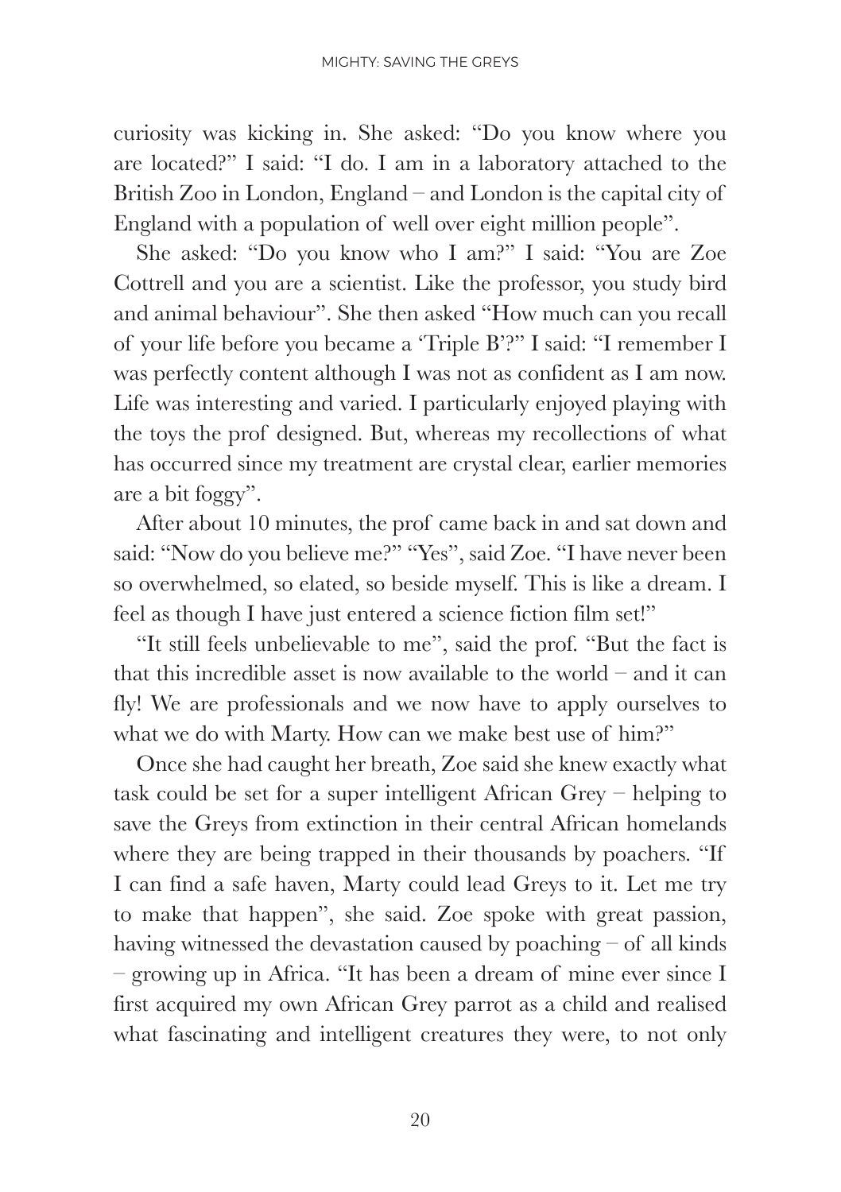curiosity was kicking in. She asked: "Do you know where you are located?" I said: "I do. I am in a laboratory attached to the British Zoo in London, England – and London is the capital city of England with a population of well over eight million people".

She asked: "Do you know who I am?" I said: "You are Zoe Cottrell and you are a scientist. Like the professor, you study bird and animal behaviour". She then asked "How much can you recall of your life before you became a 'Triple B'?" I said: "I remember I was perfectly content although I was not as confident as I am now. Life was interesting and varied. I particularly enjoyed playing with the toys the prof designed. But, whereas my recollections of what has occurred since my treatment are crystal clear, earlier memories are a bit foggy".

After about 10 minutes, the prof came back in and sat down and said: "Now do you believe me?" "Yes", said Zoe. "I have never been so overwhelmed, so elated, so beside myself. This is like a dream. I feel as though I have just entered a science fiction film set!"

"It still feels unbelievable to me", said the prof. "But the fact is that this incredible asset is now available to the world – and it can fly! We are professionals and we now have to apply ourselves to what we do with Marty. How can we make best use of him?"

Once she had caught her breath, Zoe said she knew exactly what task could be set for a super intelligent African Grey – helping to save the Greys from extinction in their central African homelands where they are being trapped in their thousands by poachers. "If I can find a safe haven, Marty could lead Greys to it. Let me try to make that happen", she said. Zoe spoke with great passion, having witnessed the devastation caused by poaching – of all kinds – growing up in Africa. "It has been a dream of mine ever since I first acquired my own African Grey parrot as a child and realised what fascinating and intelligent creatures they were, to not only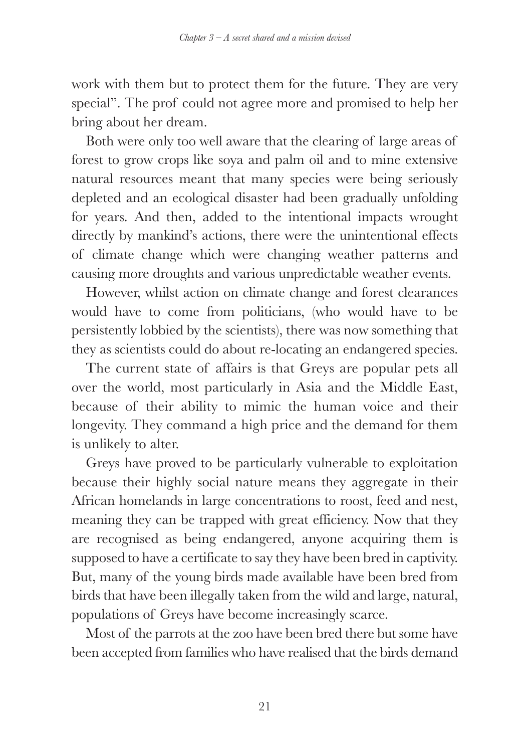work with them but to protect them for the future. They are very special". The prof could not agree more and promised to help her bring about her dream.

Both were only too well aware that the clearing of large areas of forest to grow crops like soya and palm oil and to mine extensive natural resources meant that many species were being seriously depleted and an ecological disaster had been gradually unfolding for years. And then, added to the intentional impacts wrought directly by mankind's actions, there were the unintentional effects of climate change which were changing weather patterns and causing more droughts and various unpredictable weather events.

However, whilst action on climate change and forest clearances would have to come from politicians, (who would have to be persistently lobbied by the scientists), there was now something that they as scientists could do about re-locating an endangered species.

The current state of affairs is that Greys are popular pets all over the world, most particularly in Asia and the Middle East, because of their ability to mimic the human voice and their longevity. They command a high price and the demand for them is unlikely to alter.

Greys have proved to be particularly vulnerable to exploitation because their highly social nature means they aggregate in their African homelands in large concentrations to roost, feed and nest, meaning they can be trapped with great efficiency. Now that they are recognised as being endangered, anyone acquiring them is supposed to have a certificate to say they have been bred in captivity. But, many of the young birds made available have been bred from birds that have been illegally taken from the wild and large, natural, populations of Greys have become increasingly scarce.

Most of the parrots at the zoo have been bred there but some have been accepted from families who have realised that the birds demand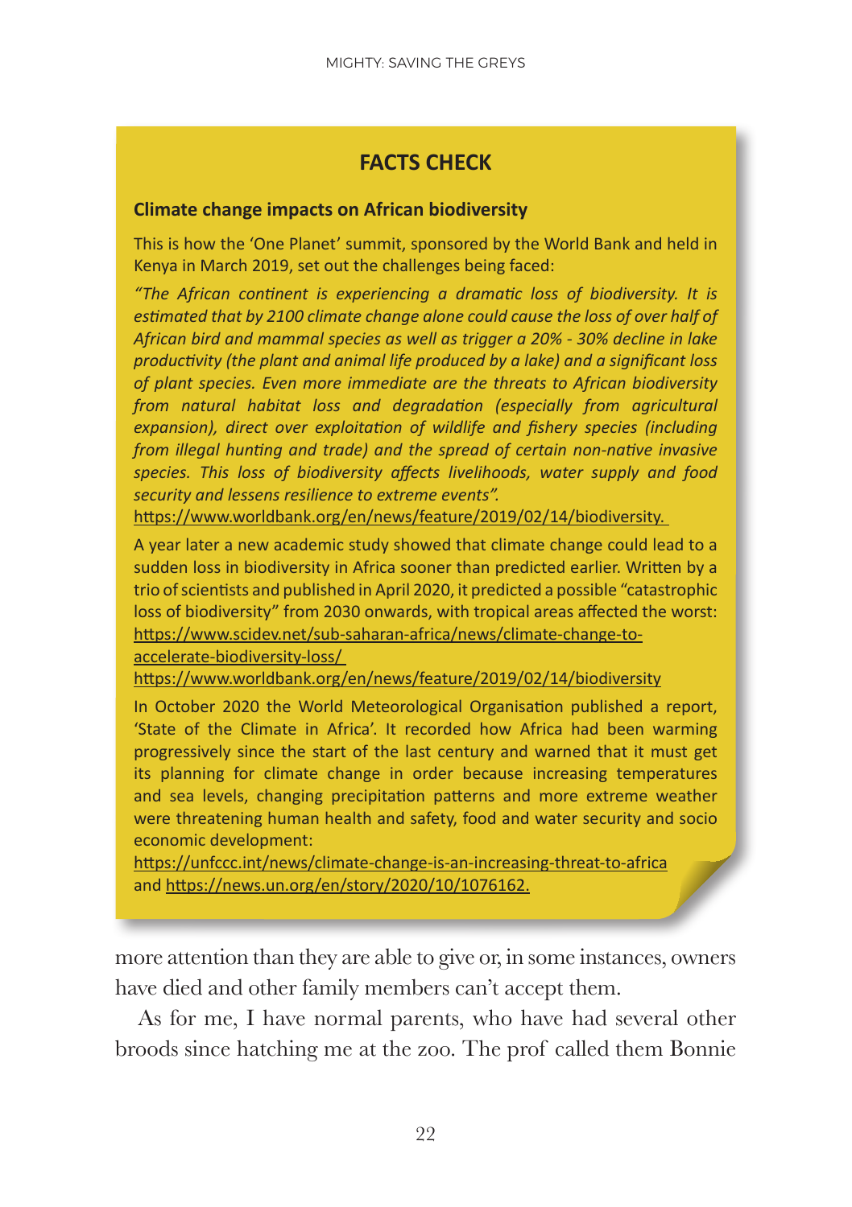## FACTS CHECK

### Climate change impacts on African biodiversity

This is how the 'One Planet' summit, sponsored by the World Bank and held in Kenya in March 2019, set out the challenges being faced:

*"The African continent is experiencing a dramatic loss of biodiversity. It is estimated that by 2100 climate change alone could cause the loss of over half of African bird and mammal species as well as trigger a 20% - 30% decline in lake productivity (the plant and animal life produced by a lake) and a significant loss of plant species. Even more immediate are the threats to African biodiversity from natural habitat loss and degradation (especially from agricultural expansion), direct over exploitation of wildlife and fishery species (including from illegal hunting and trade) and the spread of certain non-native invasive species. This loss of biodiversity affects livelihoods, water supply and food security and lessens resilience to extreme events".*
https://www.worldbank.org/en/news/feature/2019/02/14/biodiversity.

A year later a new academic study showed that climate change could lead to a sudden loss in biodiversity in Africa sooner than predicted earlier. Written by a trio of scientists and published in April 2020, it predicted a possible "catastrophic loss of biodiversity" from 2030 onwards, with tropical areas affected the worst:
https://www.scidev.net/sub-saharan-africa/news/climate-change-to-accelerate-biodiversity-loss/
https://www.worldbank.org/en/news/feature/2019/02/14/biodiversity

In October 2020 the World Meteorological Organisation published a report, 'State of the Climate in Africa'. It recorded how Africa had been warming progressively since the start of the last century and warned that it must get its planning for climate change in order because increasing temperatures and sea levels, changing precipitation patterns and more extreme weather were threatening human health and safety, food and water security and socio economic development:
https://unfccc.int/news/climate-change-is-an-increasing-threat-to-africa
and https://news.un.org/en/story/2020/10/1076162.

more attention than they are able to give or, in some instances, owners have died and other family members can't accept them.

As for me, I have normal parents, who have had several other broods since hatching me at the zoo. The prof called them Bonnie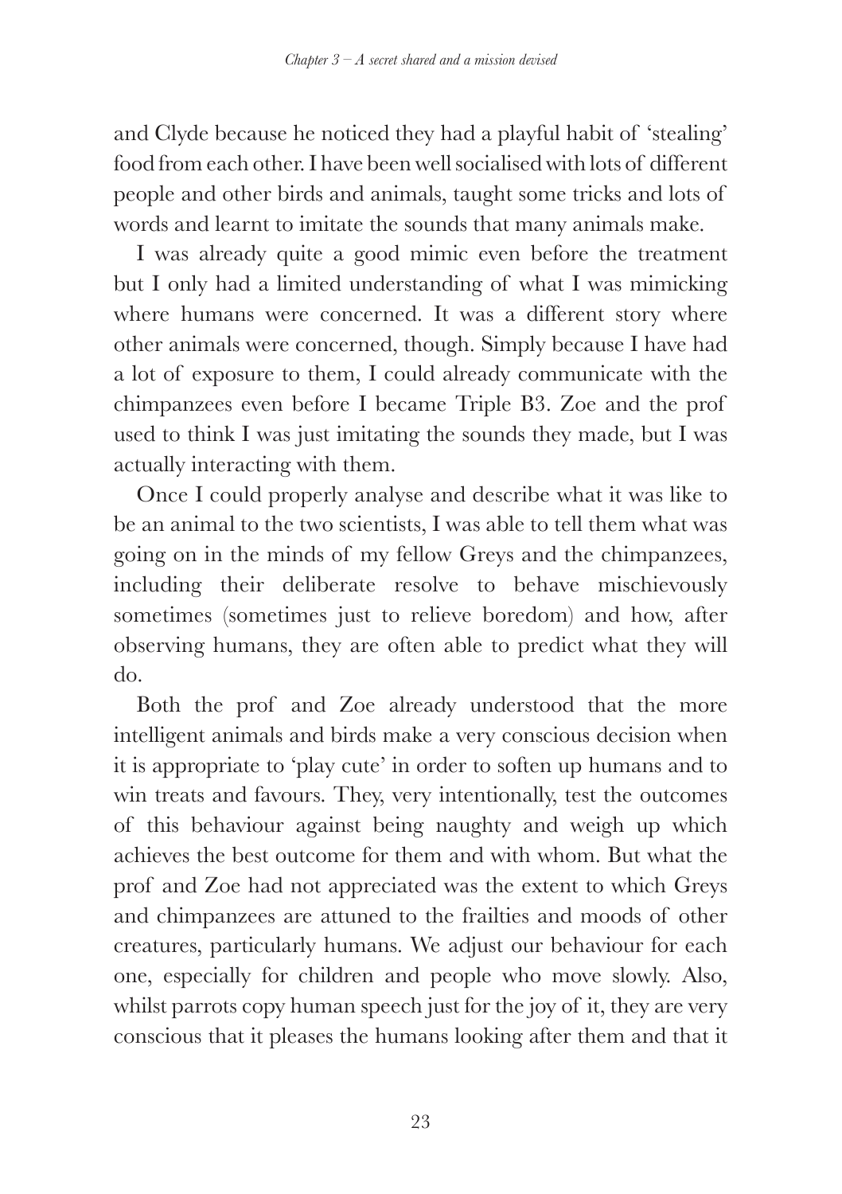and Clyde because he noticed they had a playful habit of 'stealing' food from each other. I have been well socialised with lots of different people and other birds and animals, taught some tricks and lots of words and learnt to imitate the sounds that many animals make.

I was already quite a good mimic even before the treatment but I only had a limited understanding of what I was mimicking where humans were concerned. It was a different story where other animals were concerned, though. Simply because I have had a lot of exposure to them, I could already communicate with the chimpanzees even before I became Triple B3. Zoe and the prof used to think I was just imitating the sounds they made, but I was actually interacting with them.

Once I could properly analyse and describe what it was like to be an animal to the two scientists, I was able to tell them what was going on in the minds of my fellow Greys and the chimpanzees, including their deliberate resolve to behave mischievously sometimes (sometimes just to relieve boredom) and how, after observing humans, they are often able to predict what they will do.

Both the prof and Zoe already understood that the more intelligent animals and birds make a very conscious decision when it is appropriate to 'play cute' in order to soften up humans and to win treats and favours. They, very intentionally, test the outcomes of this behaviour against being naughty and weigh up which achieves the best outcome for them and with whom. But what the prof and Zoe had not appreciated was the extent to which Greys and chimpanzees are attuned to the frailties and moods of other creatures, particularly humans. We adjust our behaviour for each one, especially for children and people who move slowly. Also, whilst parrots copy human speech just for the joy of it, they are very conscious that it pleases the humans looking after them and that it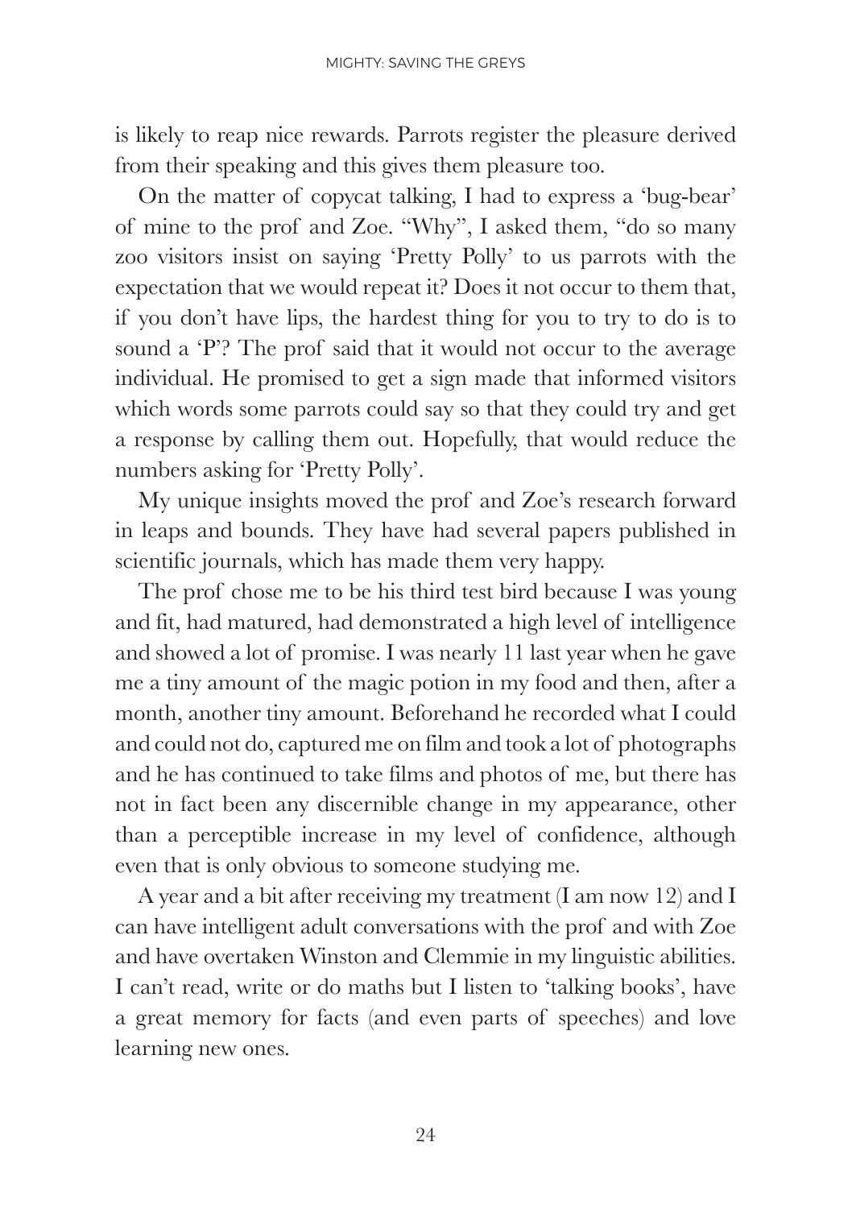is likely to reap nice rewards. Parrots register the pleasure derived from their speaking and this gives them pleasure too.

On the matter of copycat talking, I had to express a 'bug-bear' of mine to the prof and Zoe. "Why", I asked them, "do so many zoo visitors insist on saying 'Pretty Polly' to us parrots with the expectation that we would repeat it? Does it not occur to them that, if you don't have lips, the hardest thing for you to try to do is to sound a 'P'? The prof said that it would not occur to the average individual. He promised to get a sign made that informed visitors which words some parrots could say so that they could try and get a response by calling them out. Hopefully, that would reduce the numbers asking for 'Pretty Polly'.

My unique insights moved the prof and Zoe's research forward in leaps and bounds. They have had several papers published in scientific journals, which has made them very happy.

The prof chose me to be his third test bird because I was young and fit, had matured, had demonstrated a high level of intelligence and showed a lot of promise. I was nearly 11 last year when he gave me a tiny amount of the magic potion in my food and then, after a month, another tiny amount. Beforehand he recorded what I could and could not do, captured me on film and took a lot of photographs and he has continued to take films and photos of me, but there has not in fact been any discernible change in my appearance, other than a perceptible increase in my level of confidence, although even that is only obvious to someone studying me.

A year and a bit after receiving my treatment (I am now 12) and I can have intelligent adult conversations with the prof and with Zoe and have overtaken Winston and Clemmie in my linguistic abilities. I can't read, write or do maths but I listen to 'talking books', have a great memory for facts (and even parts of speeches) and love learning new ones.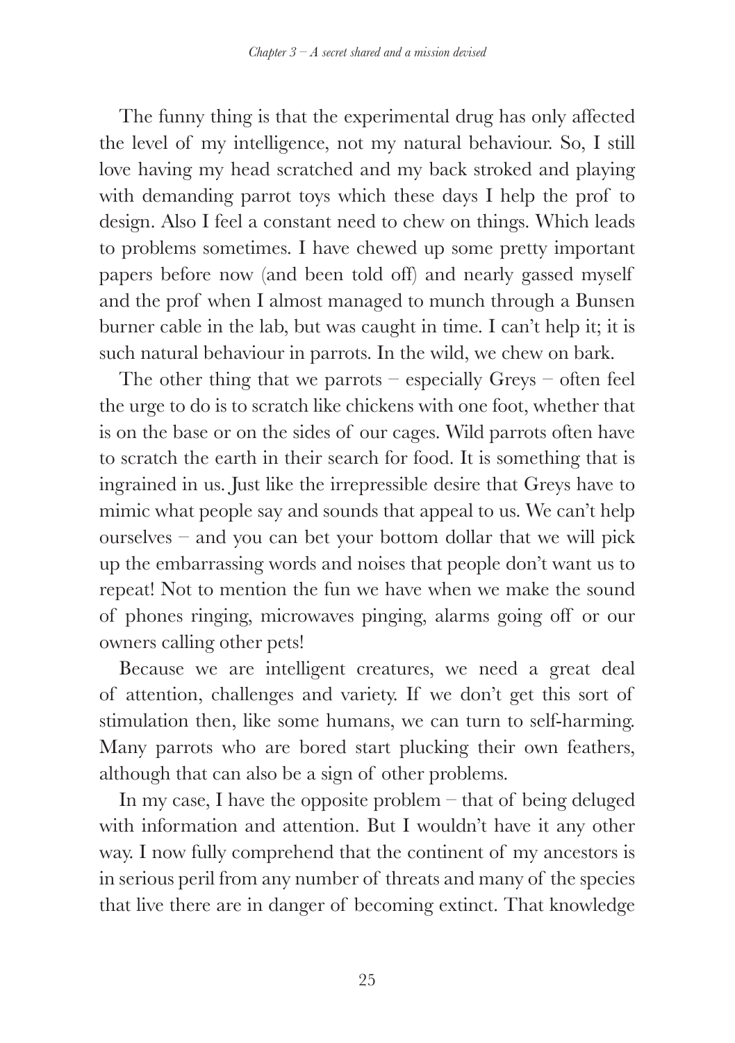The funny thing is that the experimental drug has only affected the level of my intelligence, not my natural behaviour. So, I still love having my head scratched and my back stroked and playing with demanding parrot toys which these days I help the prof to design. Also I feel a constant need to chew on things. Which leads to problems sometimes. I have chewed up some pretty important papers before now (and been told off) and nearly gassed myself and the prof when I almost managed to munch through a Bunsen burner cable in the lab, but was caught in time. I can't help it; it is such natural behaviour in parrots. In the wild, we chew on bark.

The other thing that we parrots – especially Greys – often feel the urge to do is to scratch like chickens with one foot, whether that is on the base or on the sides of our cages. Wild parrots often have to scratch the earth in their search for food. It is something that is ingrained in us. Just like the irrepressible desire that Greys have to mimic what people say and sounds that appeal to us. We can't help ourselves – and you can bet your bottom dollar that we will pick up the embarrassing words and noises that people don't want us to repeat! Not to mention the fun we have when we make the sound of phones ringing, microwaves pinging, alarms going off or our owners calling other pets!

Because we are intelligent creatures, we need a great deal of attention, challenges and variety. If we don't get this sort of stimulation then, like some humans, we can turn to self-harming. Many parrots who are bored start plucking their own feathers, although that can also be a sign of other problems.

In my case, I have the opposite problem – that of being deluged with information and attention. But I wouldn't have it any other way. I now fully comprehend that the continent of my ancestors is in serious peril from any number of threats and many of the species that live there are in danger of becoming extinct. That knowledge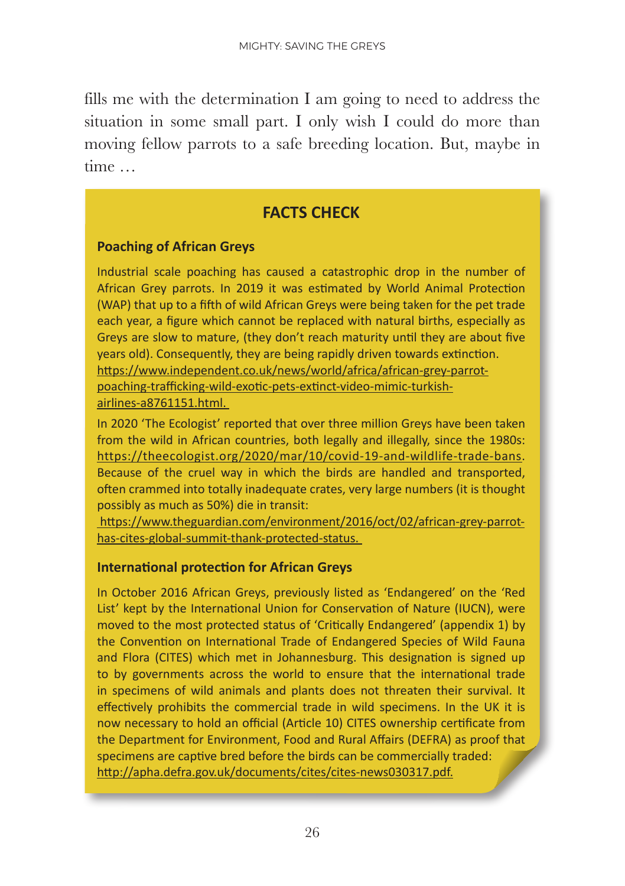fills me with the determination I am going to need to address the situation in some small part. I only wish I could do more than moving fellow parrots to a safe breeding location. But, maybe in time …

## FACTS CHECK

### Poaching of African Greys

Industrial scale poaching has caused a catastrophic drop in the number of African Grey parrots. In 2019 it was estimated by World Animal Protection (WAP) that up to a fifth of wild African Greys were being taken for the pet trade each year, a figure which cannot be replaced with natural births, especially as Greys are slow to mature, (they don't reach maturity until they are about five years old). Consequently, they are being rapidly driven towards extinction. https://www.independent.co.uk/news/world/africa/african-grey-parrot-poaching-trafficking-wild-exotic-pets-extinct-video-mimic-turkish-airlines-a8761151.html.

In 2020 'The Ecologist' reported that over three million Greys have been taken from the wild in African countries, both legally and illegally, since the 1980s: https://theecologist.org/2020/mar/10/covid-19-and-wildlife-trade-bans. Because of the cruel way in which the birds are handled and transported, often crammed into totally inadequate crates, very large numbers (it is thought possibly as much as 50%) die in transit:
https://www.theguardian.com/environment/2016/oct/02/african-grey-parrot-has-cites-global-summit-thank-protected-status.

### International protection for African Greys

In October 2016 African Greys, previously listed as 'Endangered' on the 'Red List' kept by the International Union for Conservation of Nature (IUCN), were moved to the most protected status of 'Critically Endangered' (appendix 1) by the Convention on International Trade of Endangered Species of Wild Fauna and Flora (CITES) which met in Johannesburg. This designation is signed up to by governments across the world to ensure that the international trade in specimens of wild animals and plants does not threaten their survival. It effectively prohibits the commercial trade in wild specimens. In the UK it is now necessary to hold an official (Article 10) CITES ownership certificate from the Department for Environment, Food and Rural Affairs (DEFRA) as proof that specimens are captive bred before the birds can be commercially traded: http://apha.defra.gov.uk/documents/cites/cites-news030317.pdf.